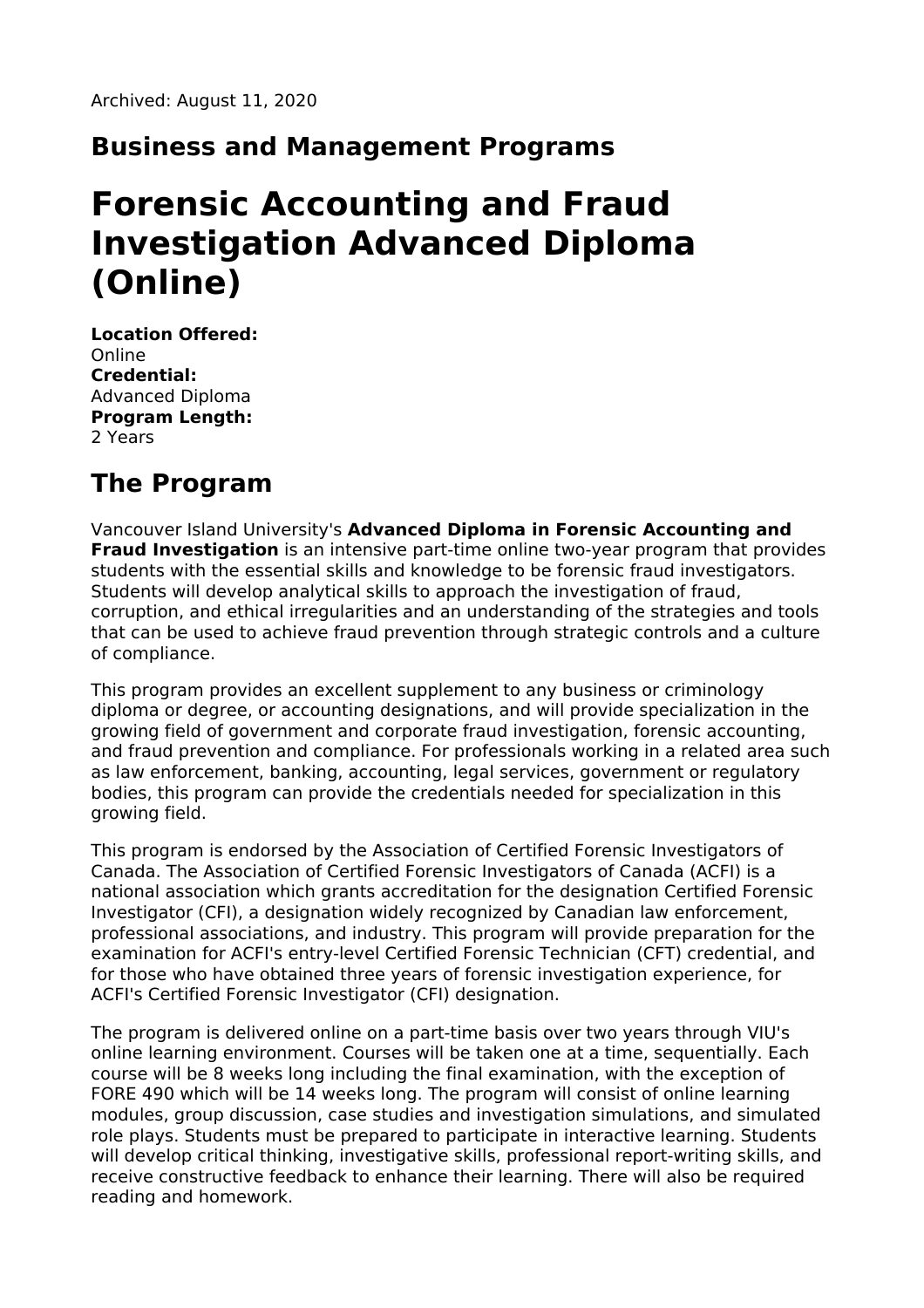Archived: August 11, 2020

## Business and Management Programs

# Forensic Accounting and Fraud Investigation Advanced Diploma (Online)

**Location Offered:**
Online
**Credential:**
Advanced Diploma
**Program Length:**
2 Years

## The Program

Vancouver Island University's **Advanced Diploma in Forensic Accounting and Fraud Investigation** is an intensive part-time online two-year program that provides students with the essential skills and knowledge to be forensic fraud investigators. Students will develop analytical skills to approach the investigation of fraud, corruption, and ethical irregularities and an understanding of the strategies and tools that can be used to achieve fraud prevention through strategic controls and a culture of compliance.

This program provides an excellent supplement to any business or criminology diploma or degree, or accounting designations, and will provide specialization in the growing field of government and corporate fraud investigation, forensic accounting, and fraud prevention and compliance. For professionals working in a related area such as law enforcement, banking, accounting, legal services, government or regulatory bodies, this program can provide the credentials needed for specialization in this growing field.

This program is endorsed by the Association of Certified Forensic Investigators of Canada. The Association of Certified Forensic Investigators of Canada (ACFI) is a national association which grants accreditation for the designation Certified Forensic Investigator (CFI), a designation widely recognized by Canadian law enforcement, professional associations, and industry. This program will provide preparation for the examination for ACFI's entry-level Certified Forensic Technician (CFT) credential, and for those who have obtained three years of forensic investigation experience, for ACFI's Certified Forensic Investigator (CFI) designation.

The program is delivered online on a part-time basis over two years through VIU's online learning environment. Courses will be taken one at a time, sequentially. Each course will be 8 weeks long including the final examination, with the exception of FORE 490 which will be 14 weeks long. The program will consist of online learning modules, group discussion, case studies and investigation simulations, and simulated role plays. Students must be prepared to participate in interactive learning. Students will develop critical thinking, investigative skills, professional report-writing skills, and receive constructive feedback to enhance their learning. There will also be required reading and homework.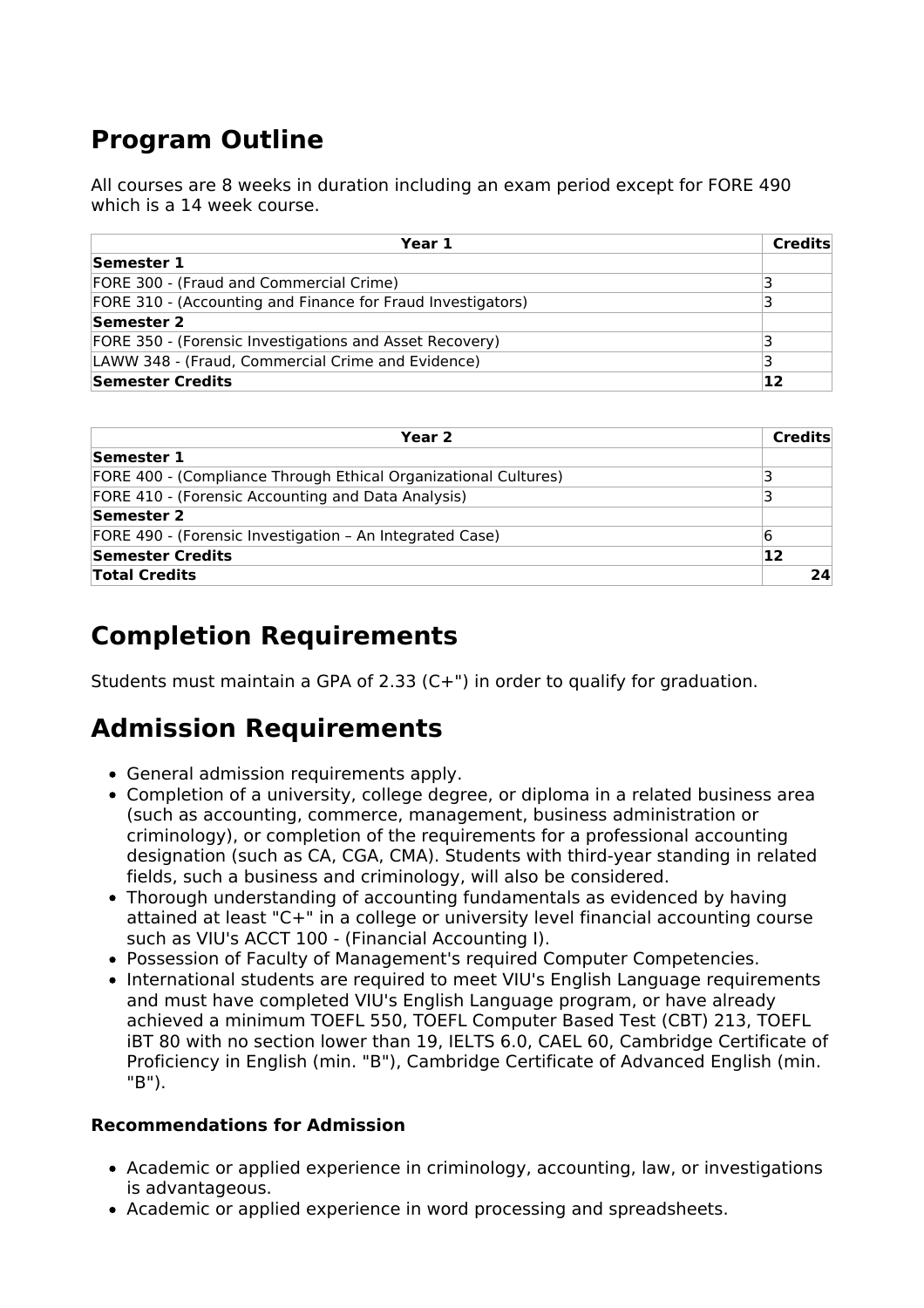## Program Outline

All courses are 8 weeks in duration including an exam period except for FORE 490 which is a 14 week course.

| Year 1 | Credits |
|---|---|
| **Semester 1** | |
| FORE 300 - (Fraud and Commercial Crime) | 3 |
| FORE 310 - (Accounting and Finance for Fraud Investigators) | 3 |
| **Semester 2** | |
| FORE 350 - (Forensic Investigations and Asset Recovery) | 3 |
| LAWW 348 - (Fraud, Commercial Crime and Evidence) | 3 |
| **Semester Credits** | **12** |

| Year 2 | Credits |
|---|---|
| **Semester 1** | |
| FORE 400 - (Compliance Through Ethical Organizational Cultures) | 3 |
| FORE 410 - (Forensic Accounting and Data Analysis) | 3 |
| **Semester 2** | |
| FORE 490 - (Forensic Investigation – An Integrated Case) | 6 |
| **Semester Credits** | **12** |
| **Total Credits** | **24** |

## Completion Requirements

Students must maintain a GPA of 2.33 (C+") in order to qualify for graduation.

## Admission Requirements

- General admission requirements apply.
- Completion of a university, college degree, or diploma in a related business area (such as accounting, commerce, management, business administration or criminology), or completion of the requirements for a professional accounting designation (such as CA, CGA, CMA). Students with third-year standing in related fields, such a business and criminology, will also be considered.
- Thorough understanding of accounting fundamentals as evidenced by having attained at least "C+" in a college or university level financial accounting course such as VIU's ACCT 100 - (Financial Accounting I).
- Possession of Faculty of Management's required Computer Competencies.
- International students are required to meet VIU's English Language requirements and must have completed VIU's English Language program, or have already achieved a minimum TOEFL 550, TOEFL Computer Based Test (CBT) 213, TOEFL iBT 80 with no section lower than 19, IELTS 6.0, CAEL 60, Cambridge Certificate of Proficiency in English (min. "B"), Cambridge Certificate of Advanced English (min. "B").

#### Recommendations for Admission

- Academic or applied experience in criminology, accounting, law, or investigations is advantageous.
- Academic or applied experience in word processing and spreadsheets.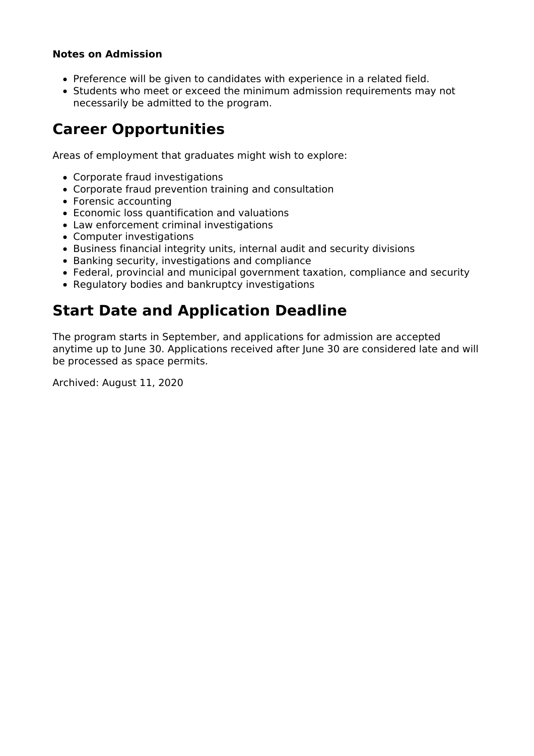**Notes on Admission**

- Preference will be given to candidates with experience in a related field.
- Students who meet or exceed the minimum admission requirements may not necessarily be admitted to the program.

## Career Opportunities

Areas of employment that graduates might wish to explore:

- Corporate fraud investigations
- Corporate fraud prevention training and consultation
- Forensic accounting
- Economic loss quantification and valuations
- Law enforcement criminal investigations
- Computer investigations
- Business financial integrity units, internal audit and security divisions
- Banking security, investigations and compliance
- Federal, provincial and municipal government taxation, compliance and security
- Regulatory bodies and bankruptcy investigations

## Start Date and Application Deadline

The program starts in September, and applications for admission are accepted anytime up to June 30. Applications received after June 30 are considered late and will be processed as space permits.

Archived: August 11, 2020